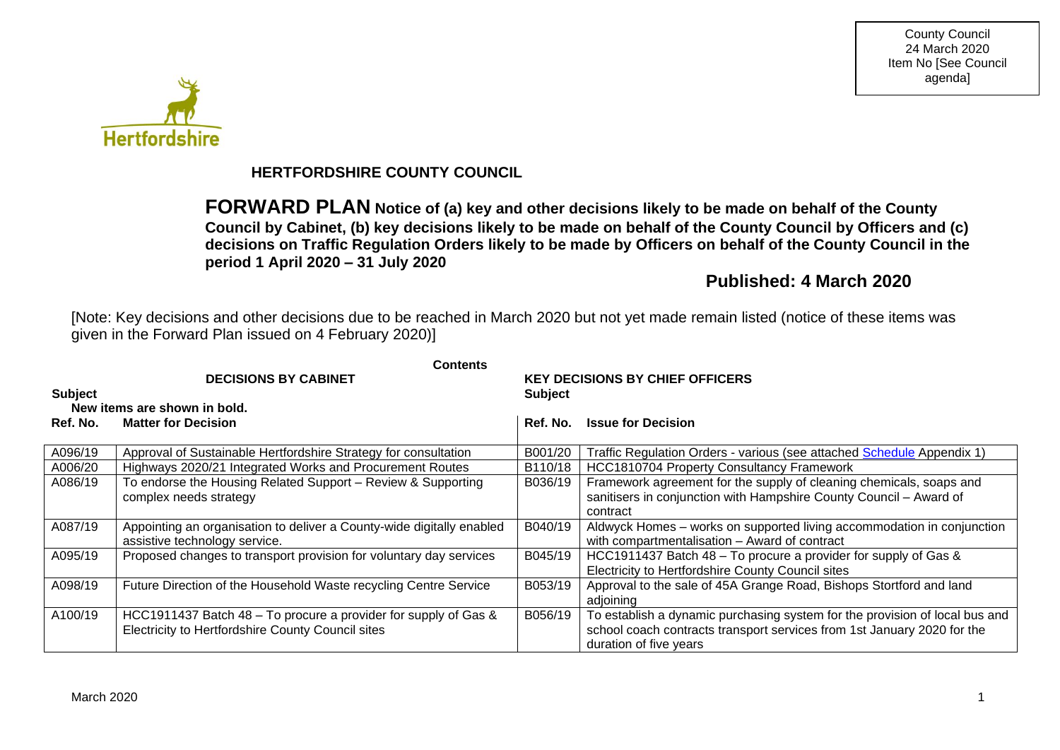County Council
24 March 2020
Item No [See Council agenda]

## HERTFORDSHIRE COUNTY COUNCIL

# FORWARD PLAN

**Notice of (a) key and other decisions likely to be made on behalf of the County Council by Cabinet, (b) key decisions likely to be made on behalf of the County Council by Officers and (c) decisions on Traffic Regulation Orders likely to be made by Officers on behalf of the County Council in the period 1 April 2020 – 31 July 2020**

## Published: 4 March 2020

[Note: Key decisions and other decisions due to be reached in March 2020 but not yet made remain listed (notice of these items was given in the Forward Plan issued on 4 February 2020)]

**Contents**

| DECISIONS BY CABINET | | KEY DECISIONS BY CHIEF OFFICERS | |
|---|---|---|---|
| **Subject** | | **Subject** | |
| **New items are shown in bold.** | | | |
| **Ref. No.** | **Matter for Decision** | **Ref. No.** | **Issue for Decision** |
| A096/19 | Approval of Sustainable Hertfordshire Strategy for consultation | B001/20 | Traffic Regulation Orders - various (see attached Schedule Appendix 1) |
| A006/20 | Highways 2020/21 Integrated Works and Procurement Routes | B110/18 | HCC1810704 Property Consultancy Framework |
| A086/19 | To endorse the Housing Related Support – Review & Supporting complex needs strategy | B036/19 | Framework agreement for the supply of cleaning chemicals, soaps and sanitisers in conjunction with Hampshire County Council – Award of contract |
| A087/19 | Appointing an organisation to deliver a County-wide digitally enabled assistive technology service. | B040/19 | Aldwyck Homes – works on supported living accommodation in conjunction with compartmentalisation – Award of contract |
| A095/19 | Proposed changes to transport provision for voluntary day services | B045/19 | HCC1911437 Batch 48 – To procure a provider for supply of Gas & Electricity to Hertfordshire County Council sites |
| A098/19 | Future Direction of the Household Waste recycling Centre Service | B053/19 | Approval to the sale of 45A Grange Road, Bishops Stortford and land adjoining |
| A100/19 | HCC1911437 Batch 48 – To procure a provider for supply of Gas & Electricity to Hertfordshire County Council sites | B056/19 | To establish a dynamic purchasing system for the provision of local bus and school coach contracts transport services from 1st January 2020 for the duration of five years |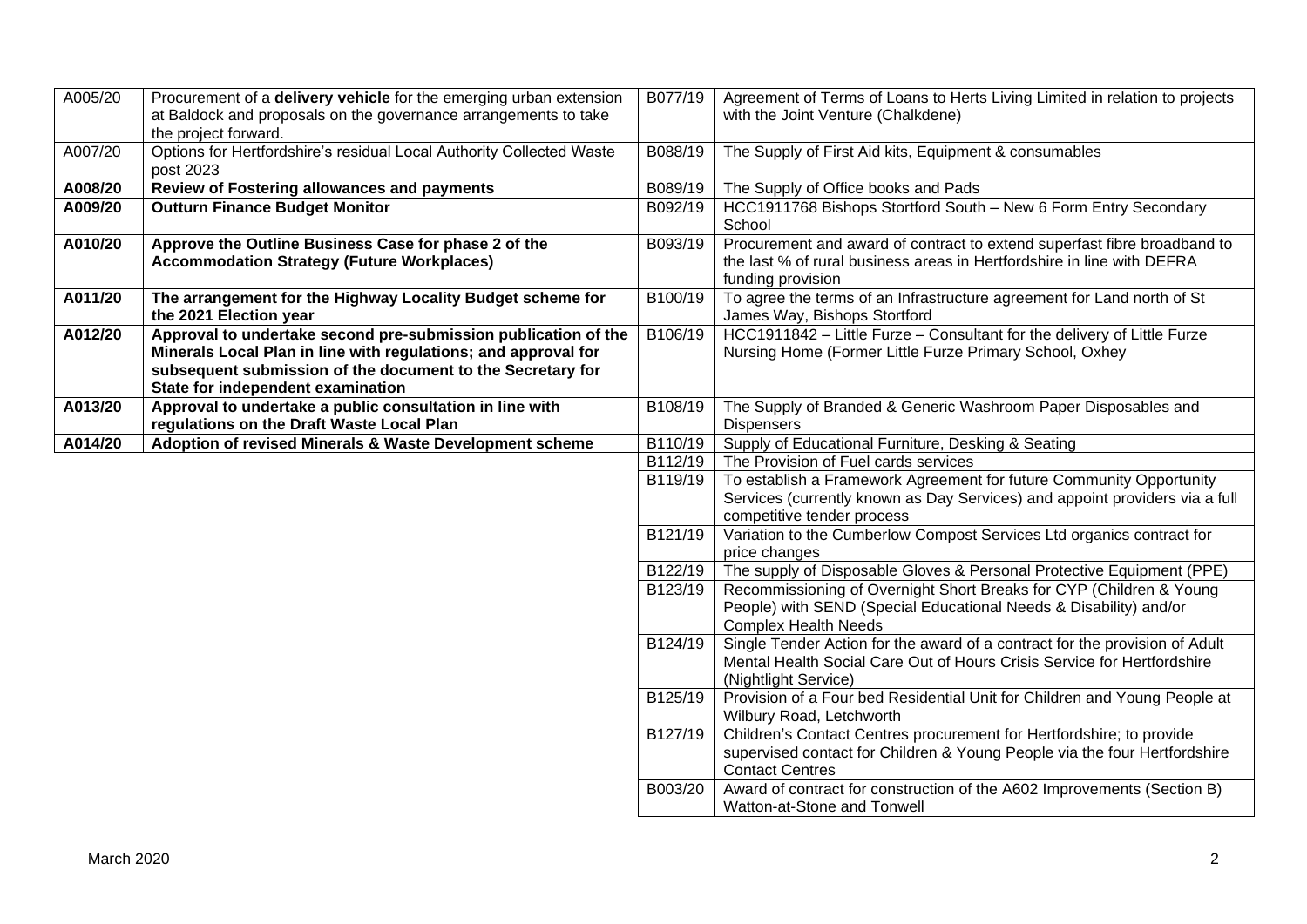| | | | |
|---|---|---|---|
| A005/20 | Procurement of a **delivery vehicle** for the emerging urban extension at Baldock and proposals on the governance arrangements to take the project forward. | B077/19 | Agreement of Terms of Loans to Herts Living Limited in relation to projects with the Joint Venture (Chalkdene) |
| A007/20 | Options for Hertfordshire's residual Local Authority Collected Waste post 2023 | B088/19 | The Supply of First Aid kits, Equipment & consumables |
| **A008/20** | **Review of Fostering allowances and payments** | B089/19 | The Supply of Office books and Pads |
| **A009/20** | **Outturn Finance Budget Monitor** | B092/19 | HCC1911768 Bishops Stortford South – New 6 Form Entry Secondary School |
| **A010/20** | **Approve the Outline Business Case for phase 2 of the Accommodation Strategy (Future Workplaces)** | B093/19 | Procurement and award of contract to extend superfast fibre broadband to the last % of rural business areas in Hertfordshire in line with DEFRA funding provision |
| **A011/20** | **The arrangement for the Highway Locality Budget scheme for the 2021 Election year** | B100/19 | To agree the terms of an Infrastructure agreement for Land north of St James Way, Bishops Stortford |
| **A012/20** | **Approval to undertake second pre-submission publication of the Minerals Local Plan in line with regulations; and approval for subsequent submission of the document to the Secretary for State for independent examination** | B106/19 | HCC1911842 – Little Furze – Consultant for the delivery of Little Furze Nursing Home (Former Little Furze Primary School, Oxhey |
| **A013/20** | **Approval to undertake a public consultation in line with regulations on the Draft Waste Local Plan** | B108/19 | The Supply of Branded & Generic Washroom Paper Disposables and Dispensers |
| **A014/20** | **Adoption of revised Minerals & Waste Development scheme** | B110/19 | Supply of Educational Furniture, Desking & Seating |
| | | B112/19 | The Provision of Fuel cards services |
| | | B119/19 | To establish a Framework Agreement for future Community Opportunity Services (currently known as Day Services) and appoint providers via a full competitive tender process |
| | | B121/19 | Variation to the Cumberlow Compost Services Ltd organics contract for price changes |
| | | B122/19 | The supply of Disposable Gloves & Personal Protective Equipment (PPE) |
| | | B123/19 | Recommissioning of Overnight Short Breaks for CYP (Children & Young People) with SEND (Special Educational Needs & Disability) and/or Complex Health Needs |
| | | B124/19 | Single Tender Action for the award of a contract for the provision of Adult Mental Health Social Care Out of Hours Crisis Service for Hertfordshire (Nightlight Service) |
| | | B125/19 | Provision of a Four bed Residential Unit for Children and Young People at Wilbury Road, Letchworth |
| | | B127/19 | Children's Contact Centres procurement for Hertfordshire; to provide supervised contact for Children & Young People via the four Hertfordshire Contact Centres |
| | | B003/20 | Award of contract for construction of the A602 Improvements (Section B) Watton-at-Stone and Tonwell |

March 2020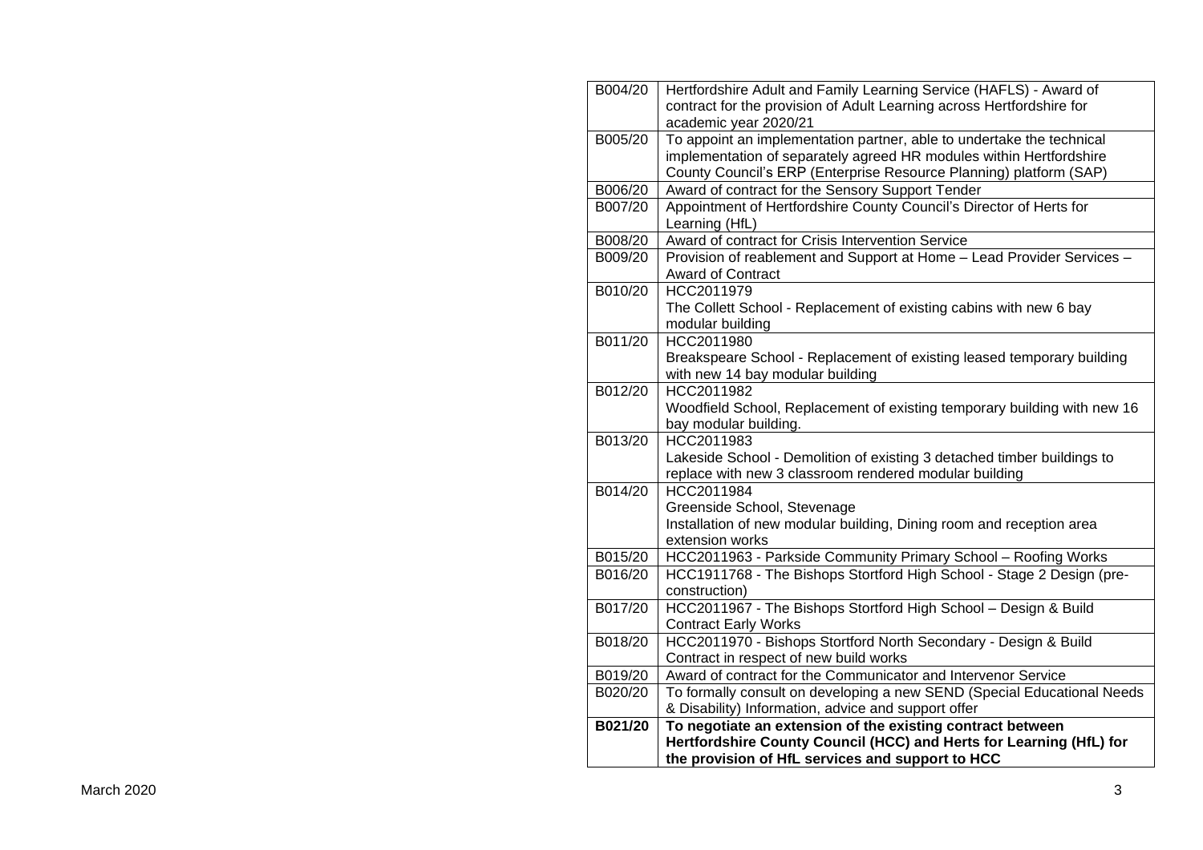| | |
|---|---|
| B004/20 | Hertfordshire Adult and Family Learning Service (HAFLS) - Award of contract for the provision of Adult Learning across Hertfordshire for academic year 2020/21 |
| B005/20 | To appoint an implementation partner, able to undertake the technical implementation of separately agreed HR modules within Hertfordshire County Council's ERP (Enterprise Resource Planning) platform (SAP) |
| B006/20 | Award of contract for the Sensory Support Tender |
| B007/20 | Appointment of Hertfordshire County Council's Director of Herts for Learning (HfL) |
| B008/20 | Award of contract for Crisis Intervention Service |
| B009/20 | Provision of reablement and Support at Home – Lead Provider Services – Award of Contract |
| B010/20 | HCC2011979<br>The Collett School - Replacement of existing cabins with new 6 bay modular building |
| B011/20 | HCC2011980<br>Breakspeare School - Replacement of existing leased temporary building with new 14 bay modular building |
| B012/20 | HCC2011982<br>Woodfield School, Replacement of existing temporary building with new 16 bay modular building. |
| B013/20 | HCC2011983<br>Lakeside School - Demolition of existing 3 detached timber buildings to replace with new 3 classroom rendered modular building |
| B014/20 | HCC2011984<br>Greenside School, Stevenage<br>Installation of new modular building, Dining room and reception area extension works |
| B015/20 | HCC2011963 - Parkside Community Primary School – Roofing Works |
| B016/20 | HCC1911768 - The Bishops Stortford High School - Stage 2 Design (pre-construction) |
| B017/20 | HCC2011967 - The Bishops Stortford High School – Design & Build Contract Early Works |
| B018/20 | HCC2011970 - Bishops Stortford North Secondary - Design & Build Contract in respect of new build works |
| B019/20 | Award of contract for the Communicator and Intervenor Service |
| B020/20 | To formally consult on developing a new SEND (Special Educational Needs & Disability) Information, advice and support offer |
| **B021/20** | **To negotiate an extension of the existing contract between Hertfordshire County Council (HCC) and Herts for Learning (HfL) for the provision of HfL services and support to HCC** |

March 2020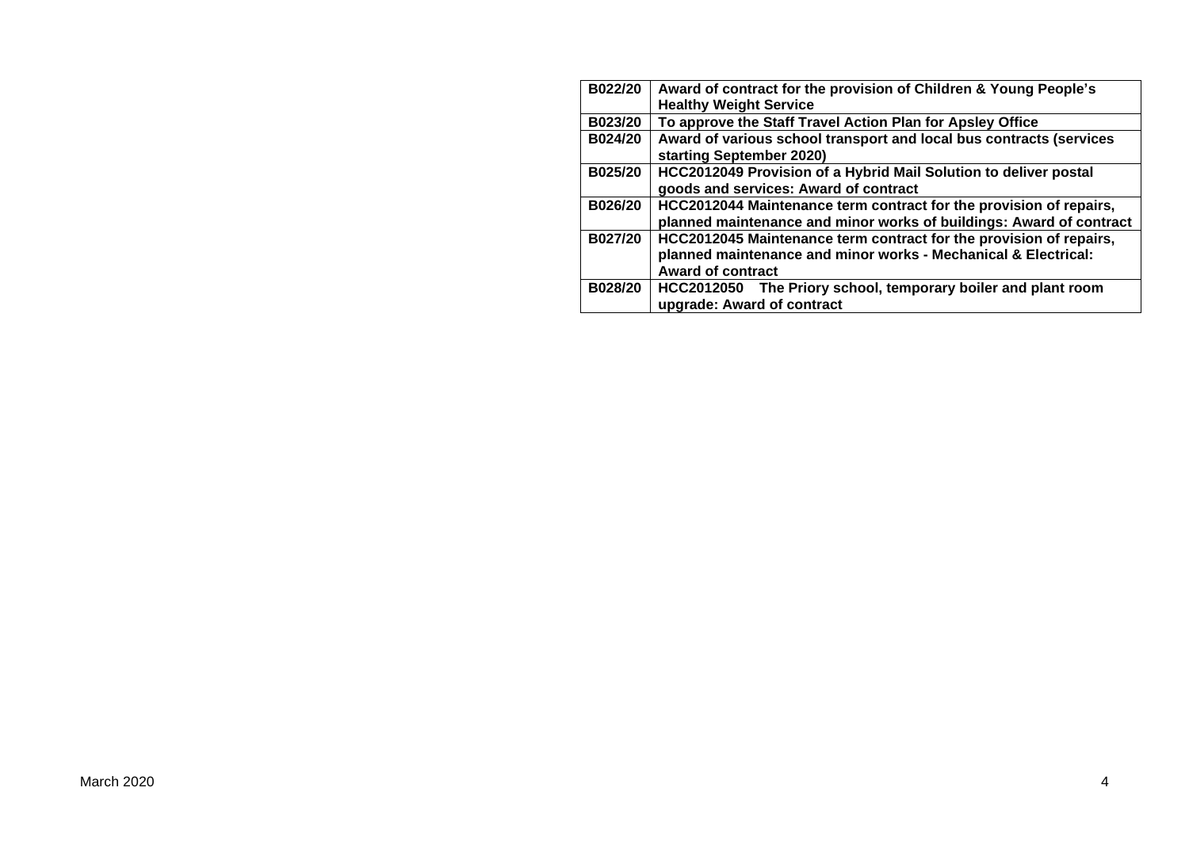| | |
|---|---|
| **B022/20** | **Award of contract for the provision of Children & Young People's Healthy Weight Service** |
| **B023/20** | **To approve the Staff Travel Action Plan for Apsley Office** |
| **B024/20** | **Award of various school transport and local bus contracts (services starting September 2020)** |
| **B025/20** | **HCC2012049 Provision of a Hybrid Mail Solution to deliver postal goods and services: Award of contract** |
| **B026/20** | **HCC2012044 Maintenance term contract for the provision of repairs, planned maintenance and minor works of buildings: Award of contract** |
| **B027/20** | **HCC2012045 Maintenance term contract for the provision of repairs, planned maintenance and minor works - Mechanical & Electrical: Award of contract** |
| **B028/20** | **HCC2012050 The Priory school, temporary boiler and plant room upgrade: Award of contract** |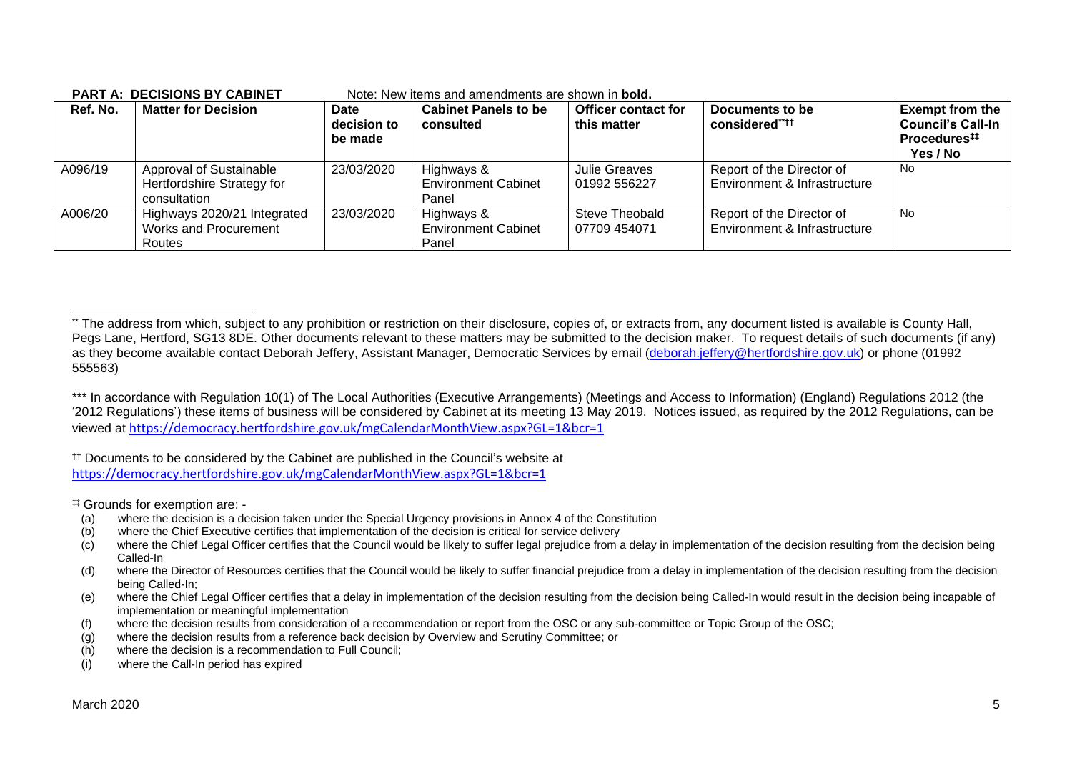**PART A: DECISIONS BY CABINET** Note: New items and amendments are shown in **bold.**

| Ref. No. | Matter for Decision | Date decision to be made | Cabinet Panels to be consulted | Officer contact for this matter | Documents to be considered**†† | Exempt from the Council's Call-In Procedures‡‡ Yes / No |
|---|---|---|---|---|---|---|
| A096/19 | Approval of Sustainable Hertfordshire Strategy for consultation | 23/03/2020 | Highways & Environment Cabinet Panel | Julie Greaves 01992 556227 | Report of the Director of Environment & Infrastructure | No |
| A006/20 | Highways 2020/21 Integrated Works and Procurement Routes | 23/03/2020 | Highways & Environment Cabinet Panel | Steve Theobald 07709 454071 | Report of the Director of Environment & Infrastructure | No |

---

** The address from which, subject to any prohibition or restriction on their disclosure, copies of, or extracts from, any document listed is available is County Hall, Pegs Lane, Hertford, SG13 8DE. Other documents relevant to these matters may be submitted to the decision maker. To request details of such documents (if any) as they become available contact Deborah Jeffery, Assistant Manager, Democratic Services by email (deborah.jeffery@hertfordshire.gov.uk) or phone (01992 555563)

*** In accordance with Regulation 10(1) of The Local Authorities (Executive Arrangements) (Meetings and Access to Information) (England) Regulations 2012 (the '2012 Regulations') these items of business will be considered by Cabinet at its meeting 13 May 2019. Notices issued, as required by the 2012 Regulations, can be viewed at https://democracy.hertfordshire.gov.uk/mgCalendarMonthView.aspx?GL=1&bcr=1

†† Documents to be considered by the Cabinet are published in the Council's website at https://democracy.hertfordshire.gov.uk/mgCalendarMonthView.aspx?GL=1&bcr=1

‡‡ Grounds for exemption are: -

(a) where the decision is a decision taken under the Special Urgency provisions in Annex 4 of the Constitution
(b) where the Chief Executive certifies that implementation of the decision is critical for service delivery
(c) where the Chief Legal Officer certifies that the Council would be likely to suffer legal prejudice from a delay in implementation of the decision resulting from the decision being Called-In
(d) where the Director of Resources certifies that the Council would be likely to suffer financial prejudice from a delay in implementation of the decision resulting from the decision being Called-In;
(e) where the Chief Legal Officer certifies that a delay in implementation of the decision resulting from the decision being Called-In would result in the decision being incapable of implementation or meaningful implementation
(f) where the decision results from consideration of a recommendation or report from the OSC or any sub-committee or Topic Group of the OSC;
(g) where the decision results from a reference back decision by Overview and Scrutiny Committee; or
(h) where the decision is a recommendation to Full Council;
(i) where the Call-In period has expired

March 2020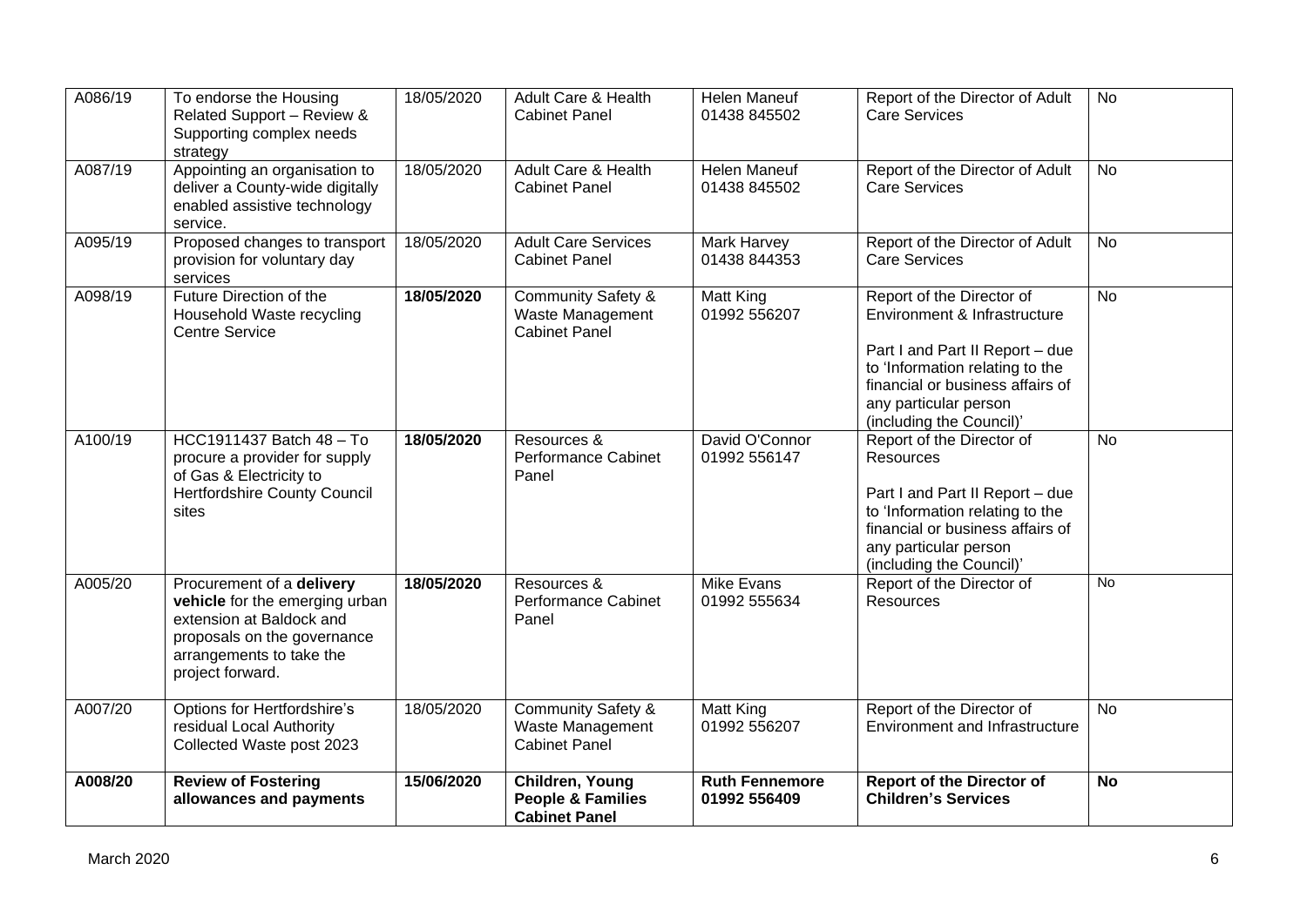| A086/19 | To endorse the Housing Related Support – Review & Supporting complex needs strategy | 18/05/2020 | Adult Care & Health Cabinet Panel | Helen Maneuf 01438 845502 | Report of the Director of Adult Care Services | No |
|---|---|---|---|---|---|---|
| A087/19 | Appointing an organisation to deliver a County-wide digitally enabled assistive technology service. | 18/05/2020 | Adult Care & Health Cabinet Panel | Helen Maneuf 01438 845502 | Report of the Director of Adult Care Services | No |
| A095/19 | Proposed changes to transport provision for voluntary day services | 18/05/2020 | Adult Care Services Cabinet Panel | Mark Harvey 01438 844353 | Report of the Director of Adult Care Services | No |
| A098/19 | Future Direction of the Household Waste recycling Centre Service | **18/05/2020** | Community Safety & Waste Management Cabinet Panel | Matt King 01992 556207 | Report of the Director of Environment & Infrastructure<br><br>Part I and Part II Report – due to 'Information relating to the financial or business affairs of any particular person (including the Council)' | No |
| A100/19 | HCC1911437 Batch 48 – To procure a provider for supply of Gas & Electricity to Hertfordshire County Council sites | **18/05/2020** | Resources & Performance Cabinet Panel | David O'Connor 01992 556147 | Report of the Director of Resources<br><br>Part I and Part II Report – due to 'Information relating to the financial or business affairs of any particular person (including the Council)' | No |
| A005/20 | Procurement of a **delivery vehicle** for the emerging urban extension at Baldock and proposals on the governance arrangements to take the project forward. | **18/05/2020** | Resources & Performance Cabinet Panel | Mike Evans 01992 555634 | Report of the Director of Resources | No |
| A007/20 | Options for Hertfordshire's residual Local Authority Collected Waste post 2023 | 18/05/2020 | Community Safety & Waste Management Cabinet Panel | Matt King 01992 556207 | Report of the Director of Environment and Infrastructure | No |
| **A008/20** | **Review of Fostering allowances and payments** | **15/06/2020** | **Children, Young People & Families Cabinet Panel** | **Ruth Fennemore 01992 556409** | **Report of the Director of Children's Services** | **No** |

March 2020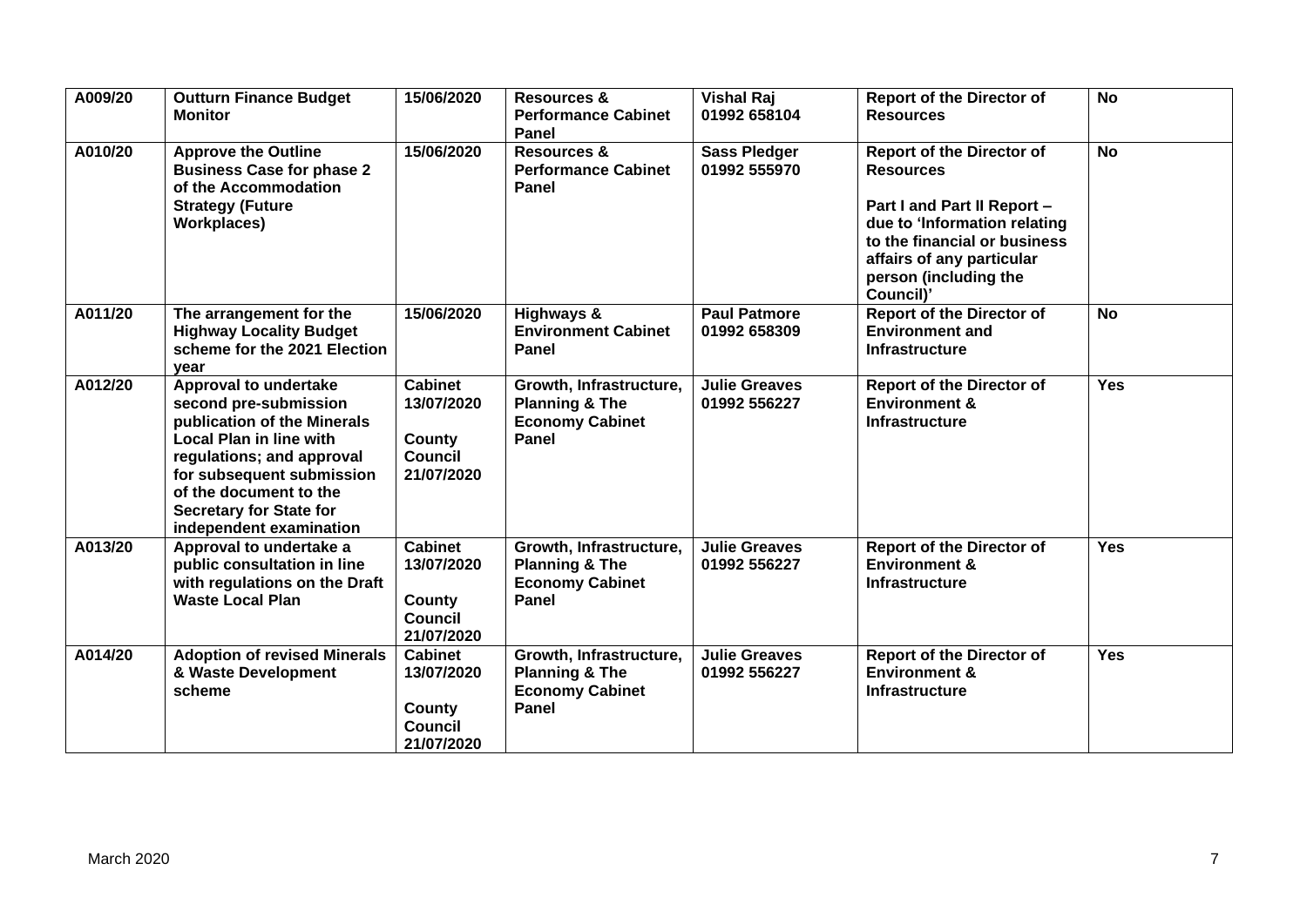| | | | | | | |
|---|---|---|---|---|---|---|
| **A009/20** | **Outturn Finance Budget Monitor** | **15/06/2020** | **Resources & Performance Cabinet Panel** | **Vishal Raj 01992 658104** | **Report of the Director of Resources** | **No** |
| **A010/20** | **Approve the Outline Business Case for phase 2 of the Accommodation Strategy (Future Workplaces)** | **15/06/2020** | **Resources & Performance Cabinet Panel** | **Sass Pledger 01992 555970** | **Report of the Director of Resources**<br><br>**Part I and Part II Report – due to 'Information relating to the financial or business affairs of any particular person (including the Council)'** | **No** |
| **A011/20** | **The arrangement for the Highway Locality Budget scheme for the 2021 Election year** | **15/06/2020** | **Highways & Environment Cabinet Panel** | **Paul Patmore 01992 658309** | **Report of the Director of Environment and Infrastructure** | **No** |
| **A012/20** | **Approval to undertake second pre-submission publication of the Minerals Local Plan in line with regulations; and approval for subsequent submission of the document to the Secretary for State for independent examination** | **Cabinet 13/07/2020**<br><br>**County Council 21/07/2020** | **Growth, Infrastructure, Planning & The Economy Cabinet Panel** | **Julie Greaves 01992 556227** | **Report of the Director of Environment & Infrastructure** | **Yes** |
| **A013/20** | **Approval to undertake a public consultation in line with regulations on the Draft Waste Local Plan** | **Cabinet 13/07/2020**<br><br>**County Council 21/07/2020** | **Growth, Infrastructure, Planning & The Economy Cabinet Panel** | **Julie Greaves 01992 556227** | **Report of the Director of Environment & Infrastructure** | **Yes** |
| **A014/20** | **Adoption of revised Minerals & Waste Development scheme** | **Cabinet 13/07/2020**<br><br>**County Council 21/07/2020** | **Growth, Infrastructure, Planning & The Economy Cabinet Panel** | **Julie Greaves 01992 556227** | **Report of the Director of Environment & Infrastructure** | **Yes** |

March 2020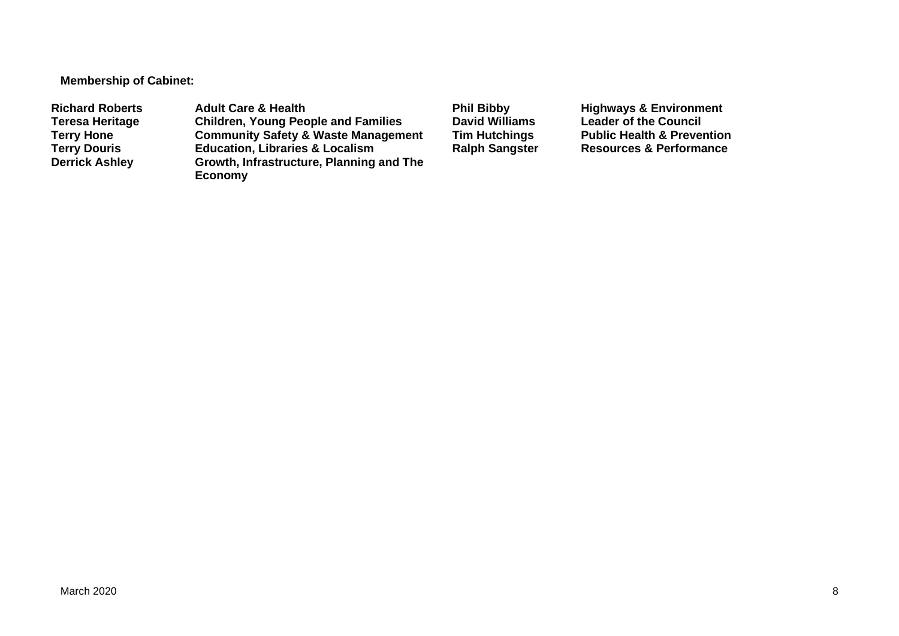**Membership of Cabinet:**

| | | | |
|---|---|---|---|
| **Richard Roberts** | **Adult Care & Health** | **Phil Bibby** | **Highways & Environment** |
| **Teresa Heritage** | **Children, Young People and Families** | **David Williams** | **Leader of the Council** |
| **Terry Hone** | **Community Safety & Waste Management** | **Tim Hutchings** | **Public Health & Prevention** |
| **Terry Douris** | **Education, Libraries & Localism** | **Ralph Sangster** | **Resources & Performance** |
| **Derrick Ashley** | **Growth, Infrastructure, Planning and The Economy** | | |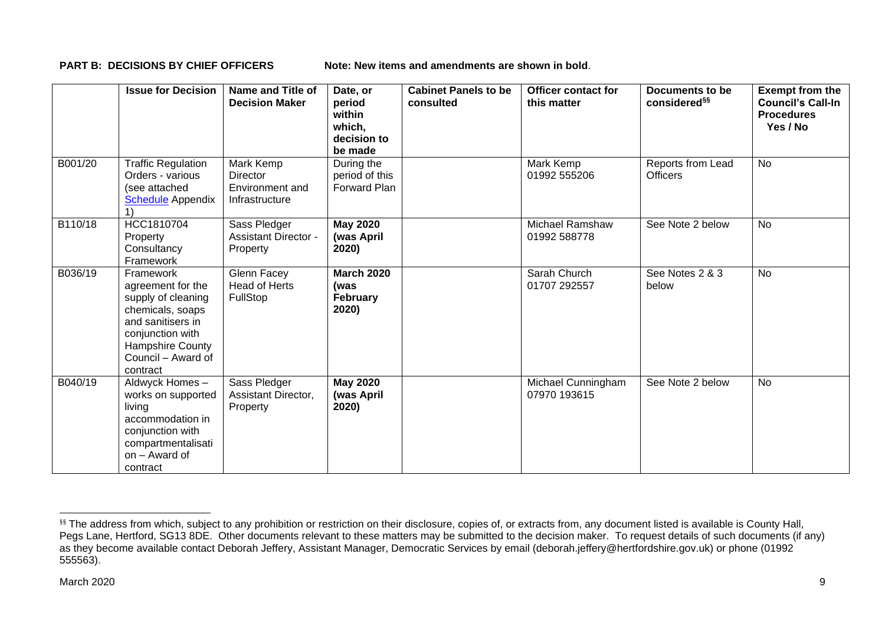**PART B: DECISIONS BY CHIEF OFFICERS** Note: New items and amendments are shown in **bold**.

| | Issue for Decision | Name and Title of Decision Maker | Date, or period within which, decision to be made | Cabinet Panels to be consulted | Officer contact for this matter | Documents to be considered[§§] | Exempt from the Council's Call-In Procedures Yes / No |
|---|---|---|---|---|---|---|---|
| B001/20 | Traffic Regulation Orders - various (see attached Schedule Appendix 1) | Mark Kemp Director Environment and Infrastructure | During the period of this Forward Plan | | Mark Kemp 01992 555206 | Reports from Lead Officers | No |
| B110/18 | HCC1810704 Property Consultancy Framework | Sass Pledger Assistant Director - Property | **May 2020 (was April 2020)** | | Michael Ramshaw 01992 588778 | See Note 2 below | No |
| B036/19 | Framework agreement for the supply of cleaning chemicals, soaps and sanitisers in conjunction with Hampshire County Council – Award of contract | Glenn Facey Head of Herts FullStop | **March 2020 (was February 2020)** | | Sarah Church 01707 292557 | See Notes 2 & 3 below | No |
| B040/19 | Aldwyck Homes – works on supported living accommodation in conjunction with compartmentalisation – Award of contract | Sass Pledger Assistant Director, Property | **May 2020 (was April 2020)** | | Michael Cunningham 07970 193615 | See Note 2 below | No |

[§§] The address from which, subject to any prohibition or restriction on their disclosure, copies of, or extracts from, any document listed is available is County Hall, Pegs Lane, Hertford, SG13 8DE. Other documents relevant to these matters may be submitted to the decision maker. To request details of such documents (if any) as they become available contact Deborah Jeffery, Assistant Manager, Democratic Services by email (deborah.jeffery@hertfordshire.gov.uk) or phone (01992 555563).

March 2020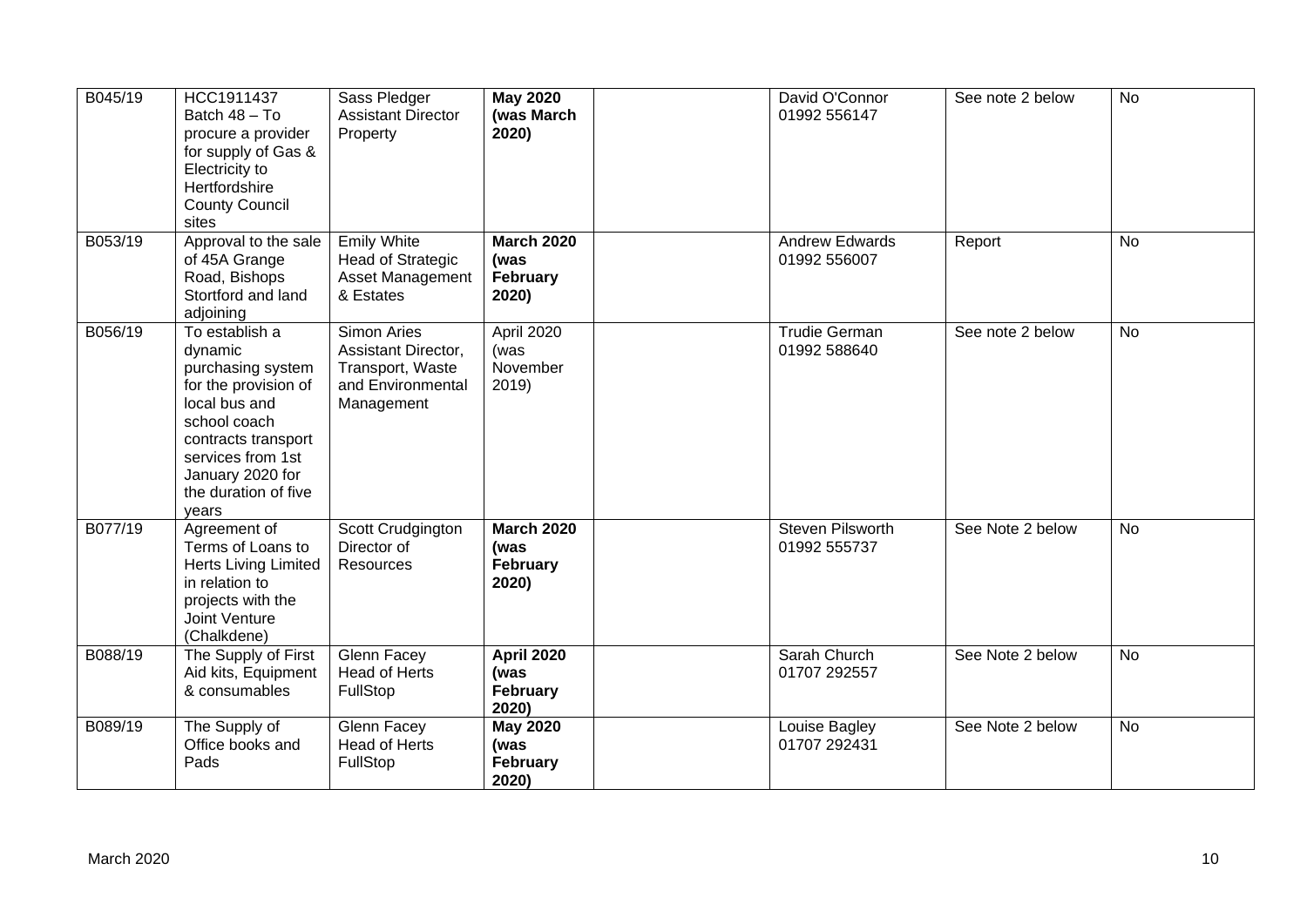| B045/19 | HCC1911437 Batch 48 – To procure a provider for supply of Gas & Electricity to Hertfordshire County Council sites | Sass Pledger Assistant Director Property | **May 2020 (was March 2020)** | | David O'Connor 01992 556147 | See note 2 below | No |
|---|---|---|---|---|---|---|---|
| B053/19 | Approval to the sale of 45A Grange Road, Bishops Stortford and land adjoining | Emily White Head of Strategic Asset Management & Estates | **March 2020 (was February 2020)** | | Andrew Edwards 01992 556007 | Report | No |
| B056/19 | To establish a dynamic purchasing system for the provision of local bus and school coach contracts transport services from 1st January 2020 for the duration of five years | Simon Aries Assistant Director, Transport, Waste and Environmental Management | April 2020 (was November 2019) | | Trudie German 01992 588640 | See note 2 below | No |
| B077/19 | Agreement of Terms of Loans to Herts Living Limited in relation to projects with the Joint Venture (Chalkdene) | Scott Crudgington Director of Resources | **March 2020 (was February 2020)** | | Steven Pilsworth 01992 555737 | See Note 2 below | No |
| B088/19 | The Supply of First Aid kits, Equipment & consumables | Glenn Facey Head of Herts FullStop | **April 2020 (was February 2020)** | | Sarah Church 01707 292557 | See Note 2 below | No |
| B089/19 | The Supply of Office books and Pads | Glenn Facey Head of Herts FullStop | **May 2020 (was February 2020)** | | Louise Bagley 01707 292431 | See Note 2 below | No |

March 2020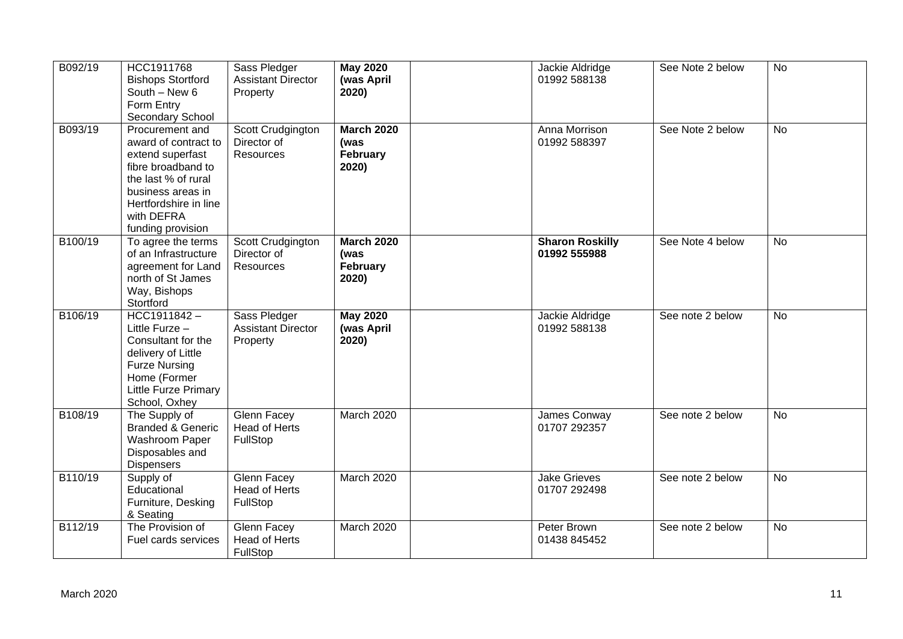| B092/19 | HCC1911768 Bishops Stortford South – New 6 Form Entry Secondary School | Sass Pledger Assistant Director Property | **May 2020 (was April 2020)** | | Jackie Aldridge 01992 588138 | See Note 2 below | No |
|---|---|---|---|---|---|---|---|
| B093/19 | Procurement and award of contract to extend superfast fibre broadband to the last % of rural business areas in Hertfordshire in line with DEFRA funding provision | Scott Crudgington Director of Resources | **March 2020 (was February 2020)** | | Anna Morrison 01992 588397 | See Note 2 below | No |
| B100/19 | To agree the terms of an Infrastructure agreement for Land north of St James Way, Bishops Stortford | Scott Crudgington Director of Resources | **March 2020 (was February 2020)** | | **Sharon Roskilly 01992 555988** | See Note 4 below | No |
| B106/19 | HCC1911842 – Little Furze – Consultant for the delivery of Little Furze Nursing Home (Former Little Furze Primary School, Oxhey | Sass Pledger Assistant Director Property | **May 2020 (was April 2020)** | | Jackie Aldridge 01992 588138 | See note 2 below | No |
| B108/19 | The Supply of Branded & Generic Washroom Paper Disposables and Dispensers | Glenn Facey Head of Herts FullStop | March 2020 | | James Conway 01707 292357 | See note 2 below | No |
| B110/19 | Supply of Educational Furniture, Desking & Seating | Glenn Facey Head of Herts FullStop | March 2020 | | Jake Grieves 01707 292498 | See note 2 below | No |
| B112/19 | The Provision of Fuel cards services | Glenn Facey Head of Herts FullStop | March 2020 | | Peter Brown 01438 845452 | See note 2 below | No |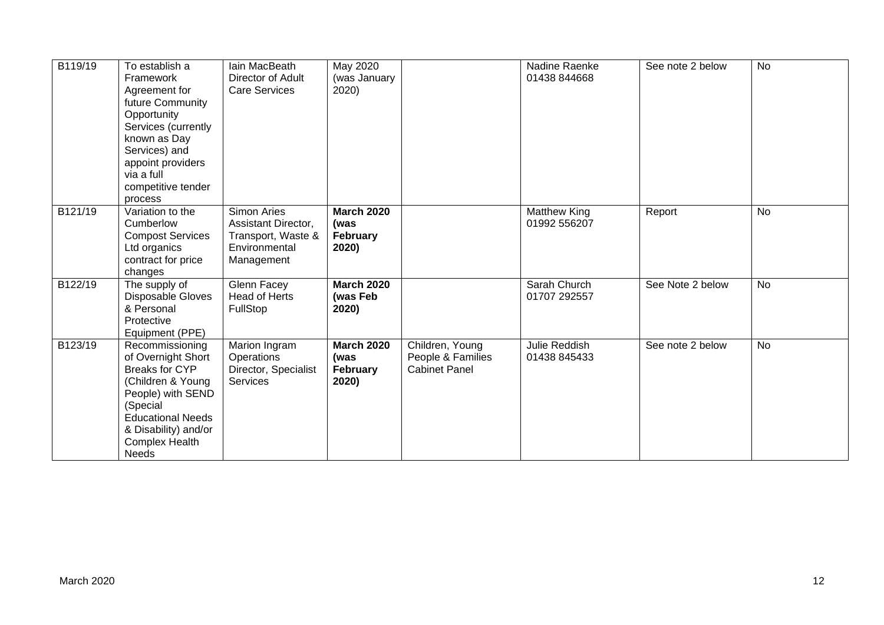| | | | | | | | |
|---|---|---|---|---|---|---|---|
| B119/19 | To establish a Framework Agreement for future Community Opportunity Services (currently known as Day Services) and appoint providers via a full competitive tender process | Iain MacBeath Director of Adult Care Services | May 2020 (was January 2020) | | Nadine Raenke 01438 844668 | See note 2 below | No |
| B121/19 | Variation to the Cumberlow Compost Services Ltd organics contract for price changes | Simon Aries Assistant Director, Transport, Waste & Environmental Management | **March 2020 (was February 2020)** | | Matthew King 01992 556207 | Report | No |
| B122/19 | The supply of Disposable Gloves & Personal Protective Equipment (PPE) | Glenn Facey Head of Herts FullStop | **March 2020 (was Feb 2020)** | | Sarah Church 01707 292557 | See Note 2 below | No |
| B123/19 | Recommissioning of Overnight Short Breaks for CYP (Children & Young People) with SEND (Special Educational Needs & Disability) and/or Complex Health Needs | Marion Ingram Operations Director, Specialist Services | **March 2020 (was February 2020)** | Children, Young People & Families Cabinet Panel | Julie Reddish 01438 845433 | See note 2 below | No |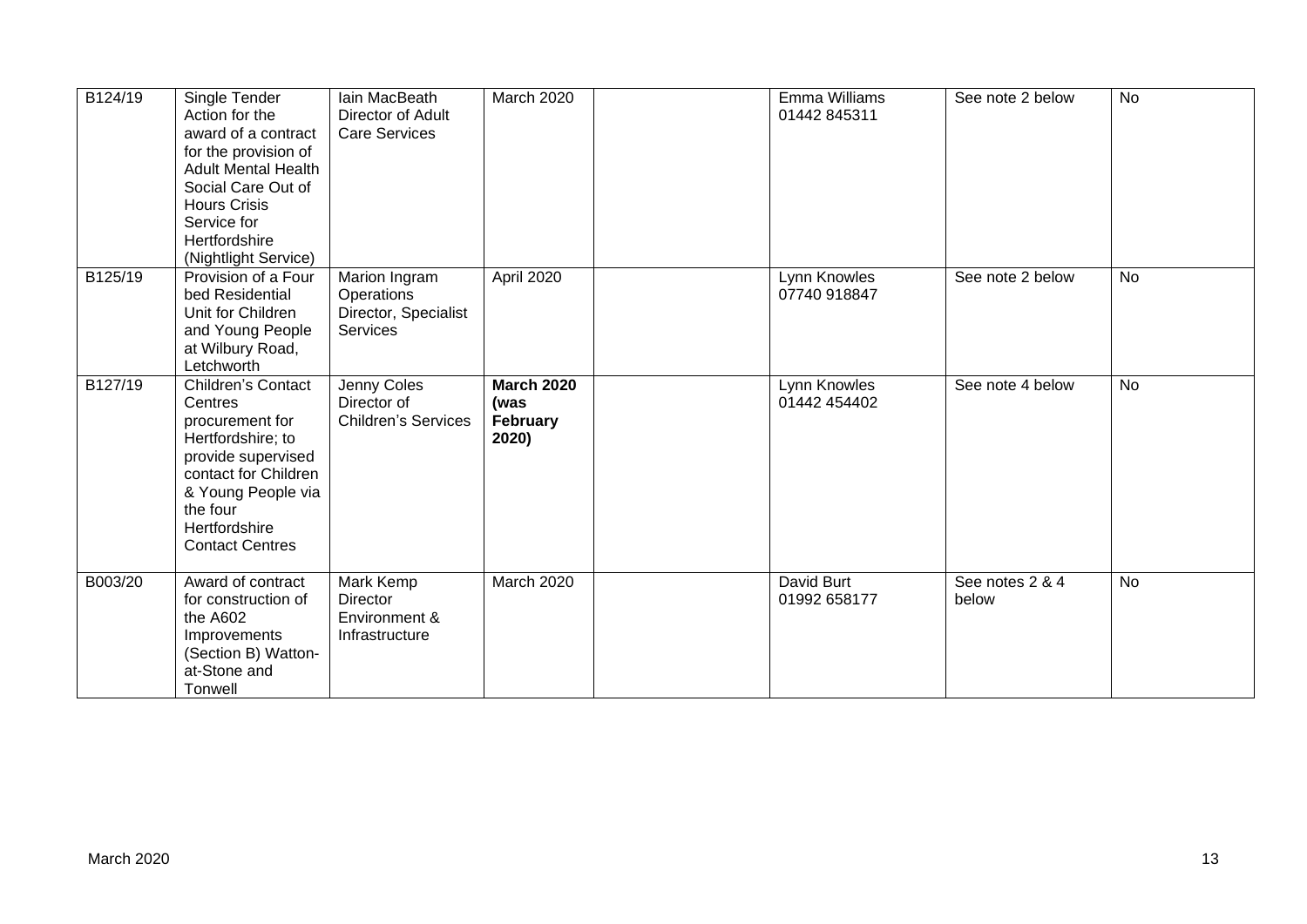| B124/19 | Single Tender Action for the award of a contract for the provision of Adult Mental Health Social Care Out of Hours Crisis Service for Hertfordshire (Nightlight Service) | Iain MacBeath Director of Adult Care Services | March 2020 | | Emma Williams 01442 845311 | See note 2 below | No |
|---|---|---|---|---|---|---|---|
| B125/19 | Provision of a Four bed Residential Unit for Children and Young People at Wilbury Road, Letchworth | Marion Ingram Operations Director, Specialist Services | April 2020 | | Lynn Knowles 07740 918847 | See note 2 below | No |
| B127/19 | Children's Contact Centres procurement for Hertfordshire; to provide supervised contact for Children & Young People via the four Hertfordshire Contact Centres | Jenny Coles Director of Children's Services | **March 2020 (was February 2020)** | | Lynn Knowles 01442 454402 | See note 4 below | No |
| B003/20 | Award of contract for construction of the A602 Improvements (Section B) Watton-at-Stone and Tonwell | Mark Kemp Director Environment & Infrastructure | March 2020 | | David Burt 01992 658177 | See notes 2 & 4 below | No |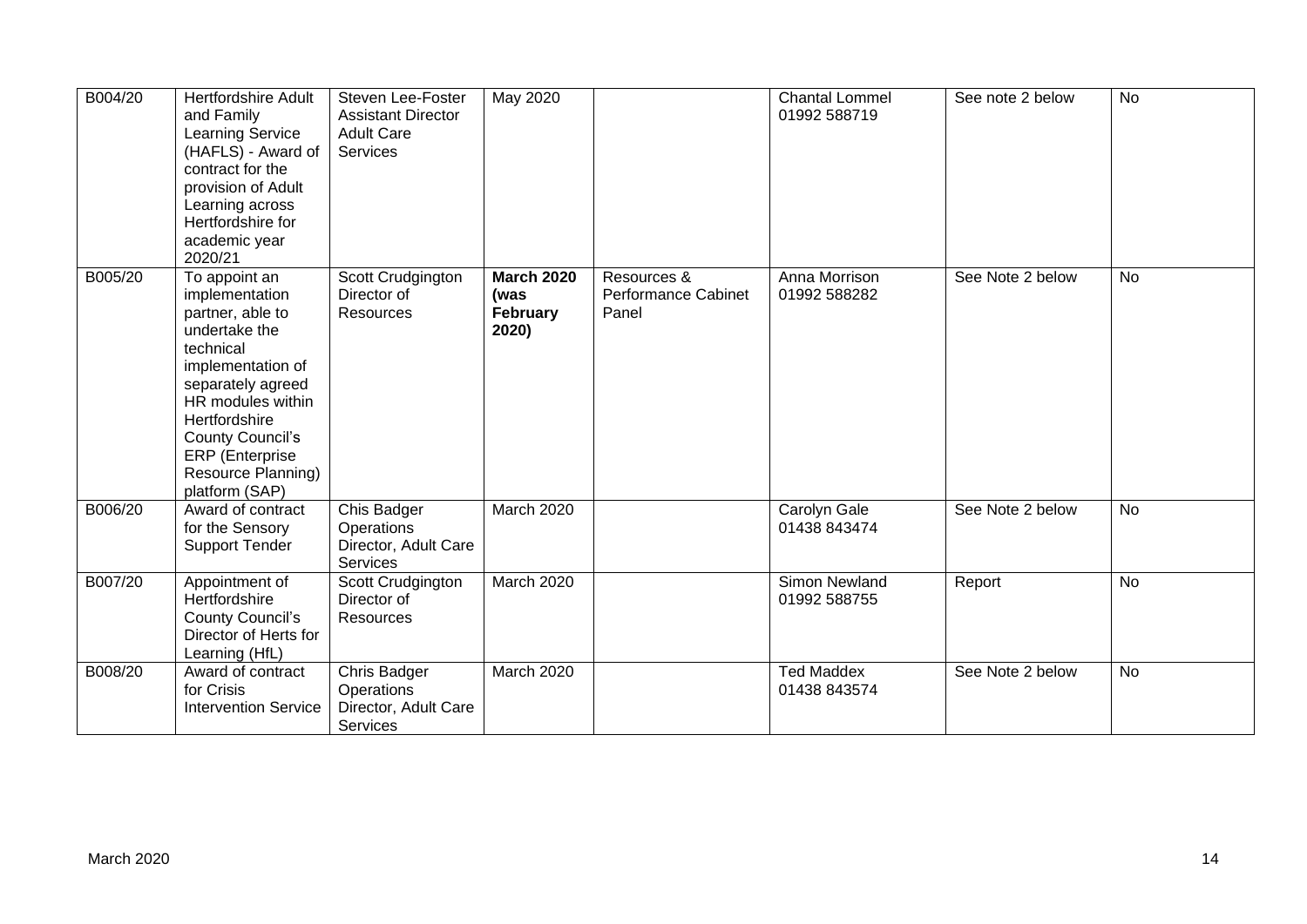| B004/20 | Hertfordshire Adult and Family Learning Service (HAFLS) - Award of contract for the provision of Adult Learning across Hertfordshire for academic year 2020/21 | Steven Lee-Foster Assistant Director Adult Care Services | May 2020 | | Chantal Lommel 01992 588719 | See note 2 below | No |
|---|---|---|---|---|---|---|---|
| B005/20 | To appoint an implementation partner, able to undertake the technical implementation of separately agreed HR modules within Hertfordshire County Council's ERP (Enterprise Resource Planning) platform (SAP) | Scott Crudgington Director of Resources | **March 2020 (was February 2020)** | Resources & Performance Cabinet Panel | Anna Morrison 01992 588282 | See Note 2 below | No |
| B006/20 | Award of contract for the Sensory Support Tender | Chis Badger Operations Director, Adult Care Services | March 2020 | | Carolyn Gale 01438 843474 | See Note 2 below | No |
| B007/20 | Appointment of Hertfordshire County Council's Director of Herts for Learning (HfL) | Scott Crudgington Director of Resources | March 2020 | | Simon Newland 01992 588755 | Report | No |
| B008/20 | Award of contract for Crisis Intervention Service | Chris Badger Operations Director, Adult Care Services | March 2020 | | Ted Maddex 01438 843574 | See Note 2 below | No |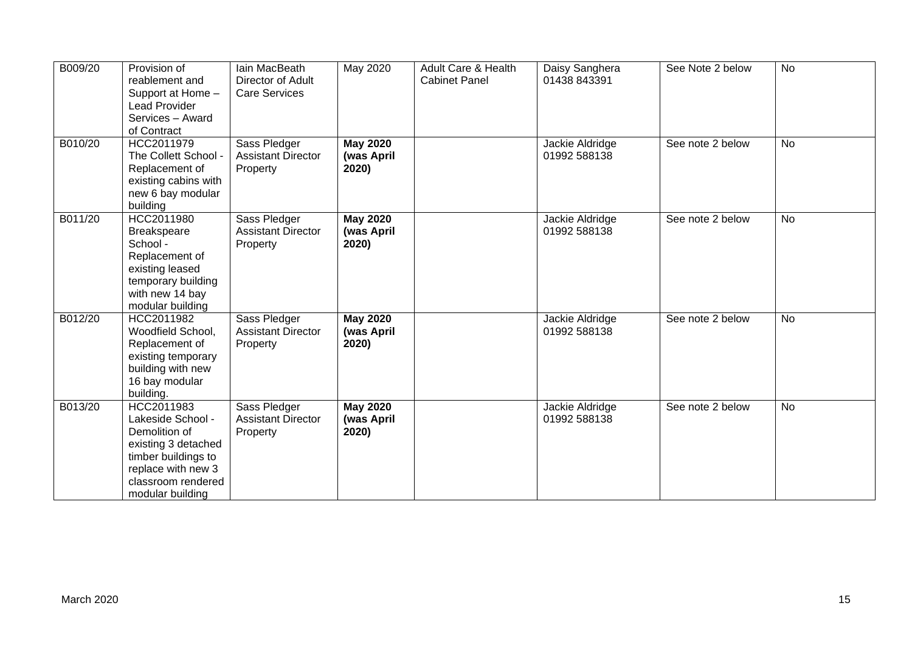| | | | | | | | |
|---|---|---|---|---|---|---|---|
| B009/20 | Provision of reablement and Support at Home – Lead Provider Services – Award of Contract | Iain MacBeath Director of Adult Care Services | May 2020 | Adult Care & Health Cabinet Panel | Daisy Sanghera 01438 843391 | See Note 2 below | No |
| B010/20 | HCC2011979 The Collett School - Replacement of existing cabins with new 6 bay modular building | Sass Pledger Assistant Director Property | **May 2020 (was April 2020)** | | Jackie Aldridge 01992 588138 | See note 2 below | No |
| B011/20 | HCC2011980 Breakspeare School - Replacement of existing leased temporary building with new 14 bay modular building | Sass Pledger Assistant Director Property | **May 2020 (was April 2020)** | | Jackie Aldridge 01992 588138 | See note 2 below | No |
| B012/20 | HCC2011982 Woodfield School, Replacement of existing temporary building with new 16 bay modular building. | Sass Pledger Assistant Director Property | **May 2020 (was April 2020)** | | Jackie Aldridge 01992 588138 | See note 2 below | No |
| B013/20 | HCC2011983 Lakeside School - Demolition of existing 3 detached timber buildings to replace with new 3 classroom rendered modular building | Sass Pledger Assistant Director Property | **May 2020 (was April 2020)** | | Jackie Aldridge 01992 588138 | See note 2 below | No |

March 2020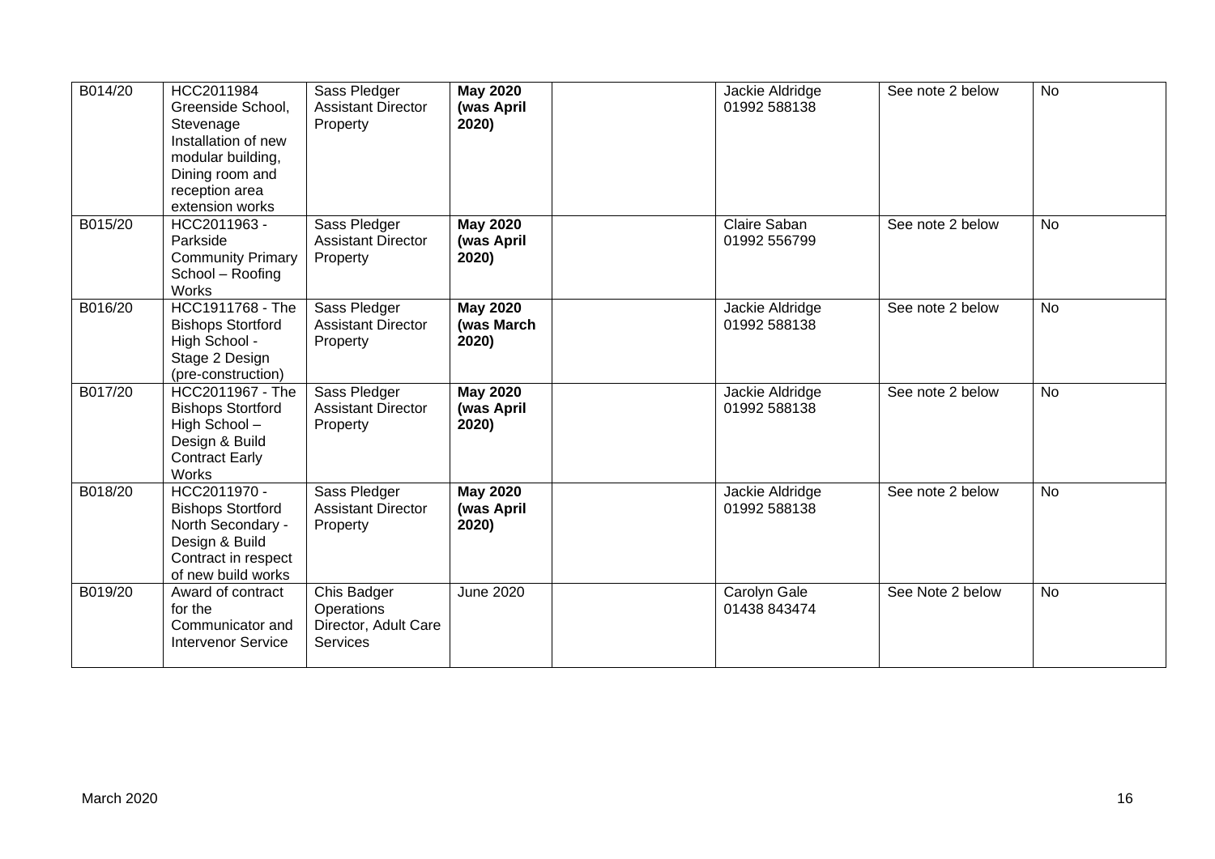| B014/20 | HCC2011984 Greenside School, Stevenage Installation of new modular building, Dining room and reception area extension works | Sass Pledger Assistant Director Property | **May 2020 (was April 2020)** | | Jackie Aldridge 01992 588138 | See note 2 below | No |
|---|---|---|---|---|---|---|---|
| B015/20 | HCC2011963 - Parkside Community Primary School – Roofing Works | Sass Pledger Assistant Director Property | **May 2020 (was April 2020)** | | Claire Saban 01992 556799 | See note 2 below | No |
| B016/20 | HCC1911768 - The Bishops Stortford High School - Stage 2 Design (pre-construction) | Sass Pledger Assistant Director Property | **May 2020 (was March 2020)** | | Jackie Aldridge 01992 588138 | See note 2 below | No |
| B017/20 | HCC2011967 - The Bishops Stortford High School – Design & Build Contract Early Works | Sass Pledger Assistant Director Property | **May 2020 (was April 2020)** | | Jackie Aldridge 01992 588138 | See note 2 below | No |
| B018/20 | HCC2011970 - Bishops Stortford North Secondary - Design & Build Contract in respect of new build works | Sass Pledger Assistant Director Property | **May 2020 (was April 2020)** | | Jackie Aldridge 01992 588138 | See note 2 below | No |
| B019/20 | Award of contract for the Communicator and Intervenor Service | Chis Badger Operations Director, Adult Care Services | June 2020 | | Carolyn Gale 01438 843474 | See Note 2 below | No |

March 2020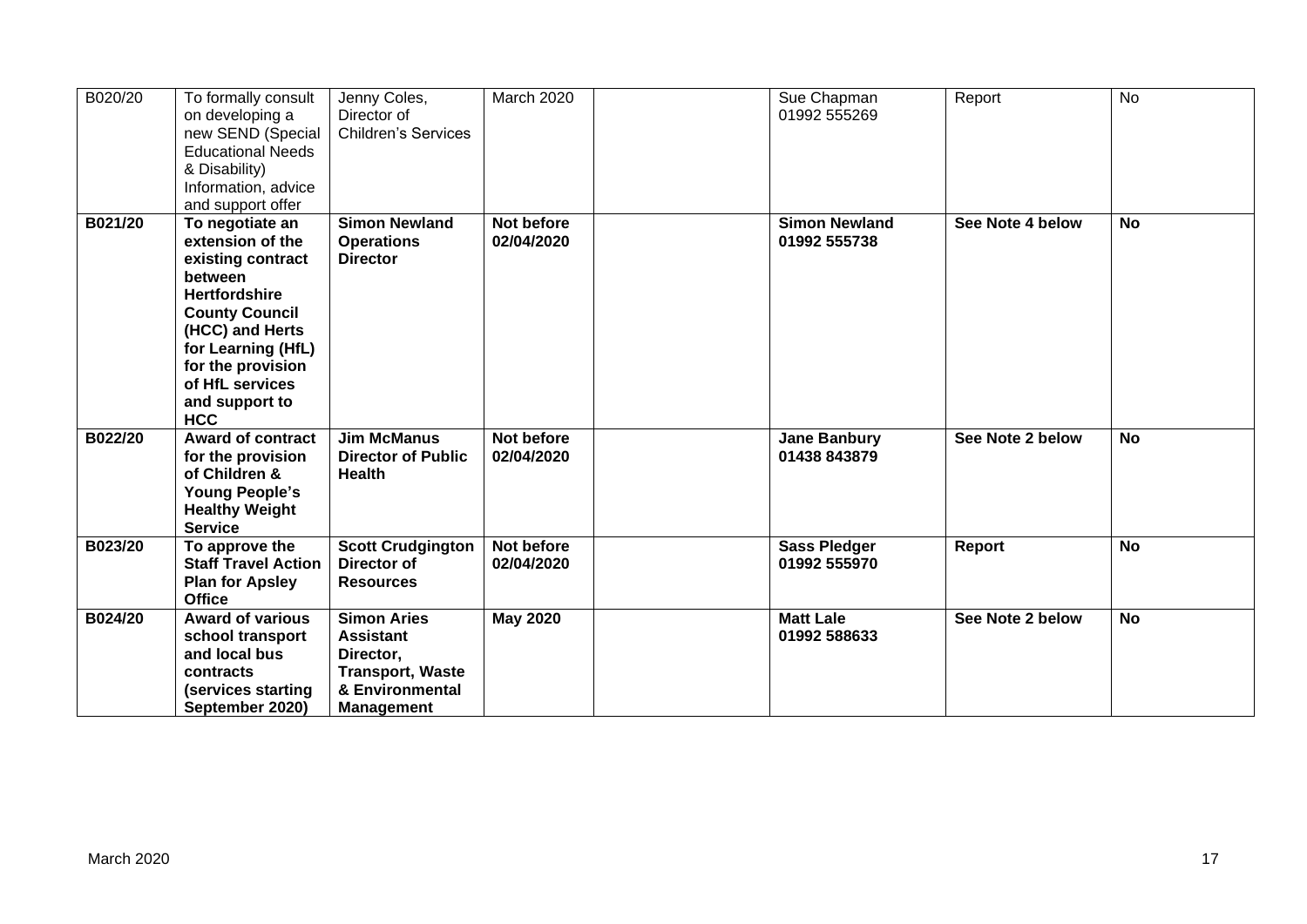| B020/20 | To formally consult on developing a new SEND (Special Educational Needs & Disability) Information, advice and support offer | Jenny Coles, Director of Children's Services | March 2020 | | Sue Chapman 01992 555269 | Report | No |
|---|---|---|---|---|---|---|---|
| **B021/20** | **To negotiate an extension of the existing contract between Hertfordshire County Council (HCC) and Herts for Learning (HfL) for the provision of HfL services and support to HCC** | **Simon Newland Operations Director** | **Not before 02/04/2020** | | **Simon Newland 01992 555738** | **See Note 4 below** | **No** |
| **B022/20** | **Award of contract for the provision of Children & Young People's Healthy Weight Service** | **Jim McManus Director of Public Health** | **Not before 02/04/2020** | | **Jane Banbury 01438 843879** | **See Note 2 below** | **No** |
| **B023/20** | **To approve the Staff Travel Action Plan for Apsley Office** | **Scott Crudgington Director of Resources** | **Not before 02/04/2020** | | **Sass Pledger 01992 555970** | **Report** | **No** |
| **B024/20** | **Award of various school transport and local bus contracts (services starting September 2020)** | **Simon Aries Assistant Director, Transport, Waste & Environmental Management** | **May 2020** | | **Matt Lale 01992 588633** | **See Note 2 below** | **No** |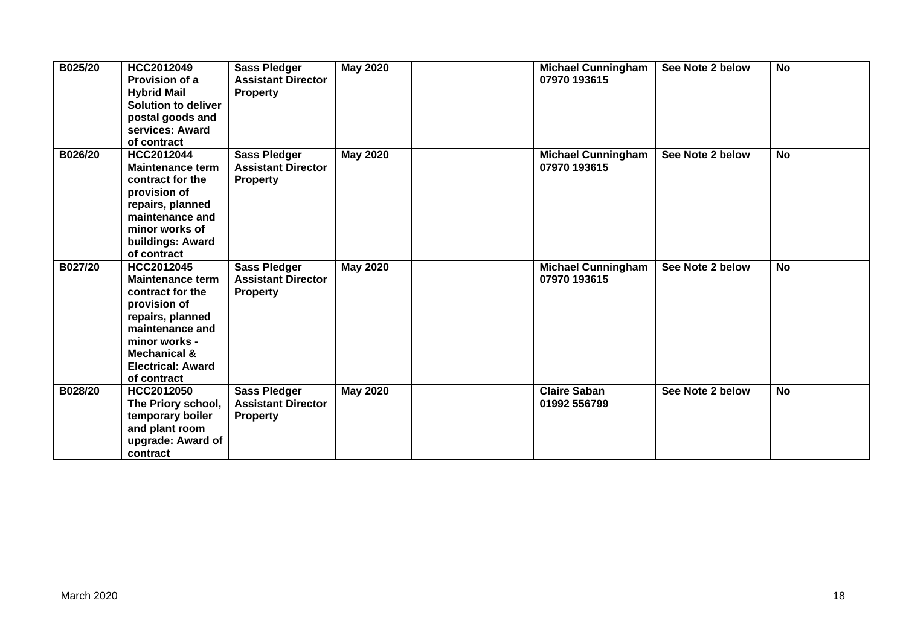| | | | | | | | |
|---|---|---|---|---|---|---|---|
| **B025/20** | **HCC2012049 Provision of a Hybrid Mail Solution to deliver postal goods and services: Award of contract** | **Sass Pledger Assistant Director Property** | **May 2020** | | **Michael Cunningham 07970 193615** | **See Note 2 below** | **No** |
| **B026/20** | **HCC2012044 Maintenance term contract for the provision of repairs, planned maintenance and minor works of buildings: Award of contract** | **Sass Pledger Assistant Director Property** | **May 2020** | | **Michael Cunningham 07970 193615** | **See Note 2 below** | **No** |
| **B027/20** | **HCC2012045 Maintenance term contract for the provision of repairs, planned maintenance and minor works - Mechanical & Electrical: Award of contract** | **Sass Pledger Assistant Director Property** | **May 2020** | | **Michael Cunningham 07970 193615** | **See Note 2 below** | **No** |
| **B028/20** | **HCC2012050 The Priory school, temporary boiler and plant room upgrade: Award of contract** | **Sass Pledger Assistant Director Property** | **May 2020** | | **Claire Saban 01992 556799** | **See Note 2 below** | **No** |

March 2020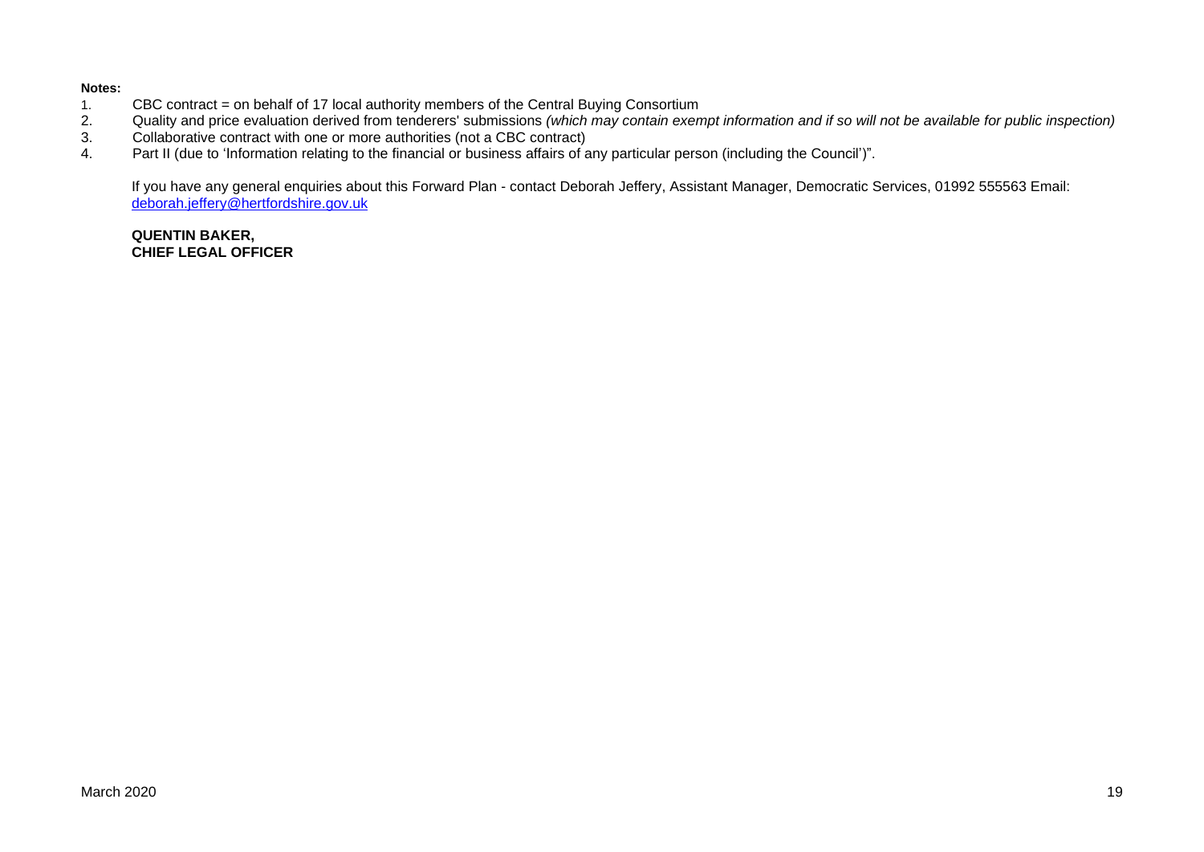**Notes:**

1. CBC contract = on behalf of 17 local authority members of the Central Buying Consortium
2. Quality and price evaluation derived from tenderers' submissions *(which may contain exempt information and if so will not be available for public inspection)*
3. Collaborative contract with one or more authorities (not a CBC contract)
4. Part II (due to 'Information relating to the financial or business affairs of any particular person (including the Council')".

If you have any general enquiries about this Forward Plan - contact Deborah Jeffery, Assistant Manager, Democratic Services, 01992 555563 Email: [deborah.jeffery@hertfordshire.gov.uk](mailto:deborah.jeffery@hertfordshire.gov.uk)

**QUENTIN BAKER,**
**CHIEF LEGAL OFFICER**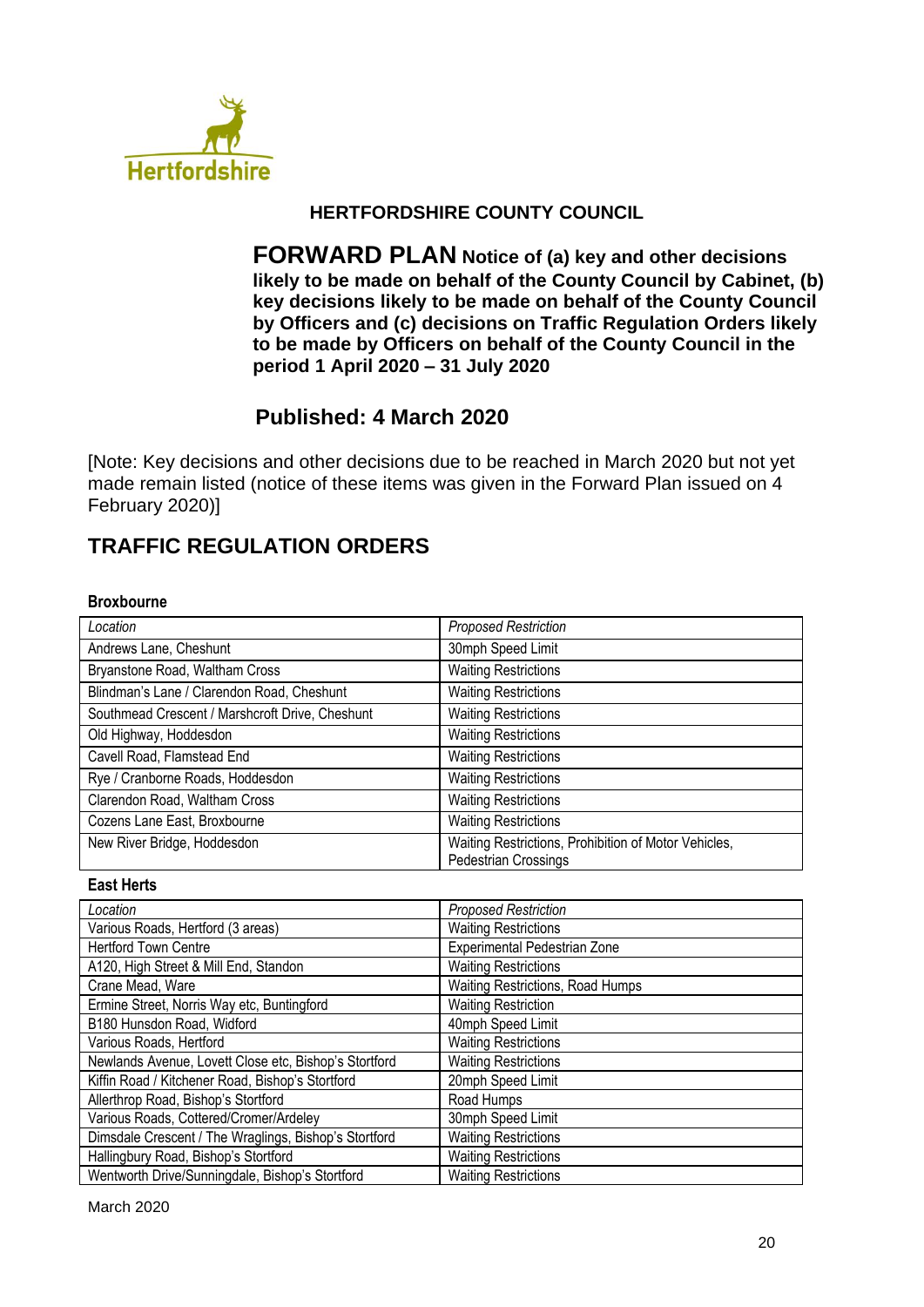Hertfordshire

**HERTFORDSHIRE COUNTY COUNCIL**

**FORWARD PLAN Notice of (a) key and other decisions likely to be made on behalf of the County Council by Cabinet, (b) key decisions likely to be made on behalf of the County Council by Officers and (c) decisions on Traffic Regulation Orders likely to be made by Officers on behalf of the County Council in the period 1 April 2020 – 31 July 2020**

**Published: 4 March 2020**

[Note: Key decisions and other decisions due to be reached in March 2020 but not yet made remain listed (notice of these items was given in the Forward Plan issued on 4 February 2020)]

## TRAFFIC REGULATION ORDERS

**Broxbourne**

| *Location* | *Proposed Restriction* |
|---|---|
| Andrews Lane, Cheshunt | 30mph Speed Limit |
| Bryanstone Road, Waltham Cross | Waiting Restrictions |
| Blindman's Lane / Clarendon Road, Cheshunt | Waiting Restrictions |
| Southmead Crescent / Marshcroft Drive, Cheshunt | Waiting Restrictions |
| Old Highway, Hoddesdon | Waiting Restrictions |
| Cavell Road, Flamstead End | Waiting Restrictions |
| Rye / Cranborne Roads, Hoddesdon | Waiting Restrictions |
| Clarendon Road, Waltham Cross | Waiting Restrictions |
| Cozens Lane East, Broxbourne | Waiting Restrictions |
| New River Bridge, Hoddesdon | Waiting Restrictions, Prohibition of Motor Vehicles, Pedestrian Crossings |

**East Herts**

| *Location* | *Proposed Restriction* |
|---|---|
| Various Roads, Hertford (3 areas) | Waiting Restrictions |
| Hertford Town Centre | Experimental Pedestrian Zone |
| A120, High Street & Mill End, Standon | Waiting Restrictions |
| Crane Mead, Ware | Waiting Restrictions, Road Humps |
| Ermine Street, Norris Way etc, Buntingford | Waiting Restriction |
| B180 Hunsdon Road, Widford | 40mph Speed Limit |
| Various Roads, Hertford | Waiting Restrictions |
| Newlands Avenue, Lovett Close etc, Bishop's Stortford | Waiting Restrictions |
| Kiffin Road / Kitchener Road, Bishop's Stortford | 20mph Speed Limit |
| Allerthrop Road, Bishop's Stortford | Road Humps |
| Various Roads, Cottered/Cromer/Ardeley | 30mph Speed Limit |
| Dimsdale Crescent / The Wraglings, Bishop's Stortford | Waiting Restrictions |
| Hallingbury Road, Bishop's Stortford | Waiting Restrictions |
| Wentworth Drive/Sunningdale, Bishop's Stortford | Waiting Restrictions |

March 2020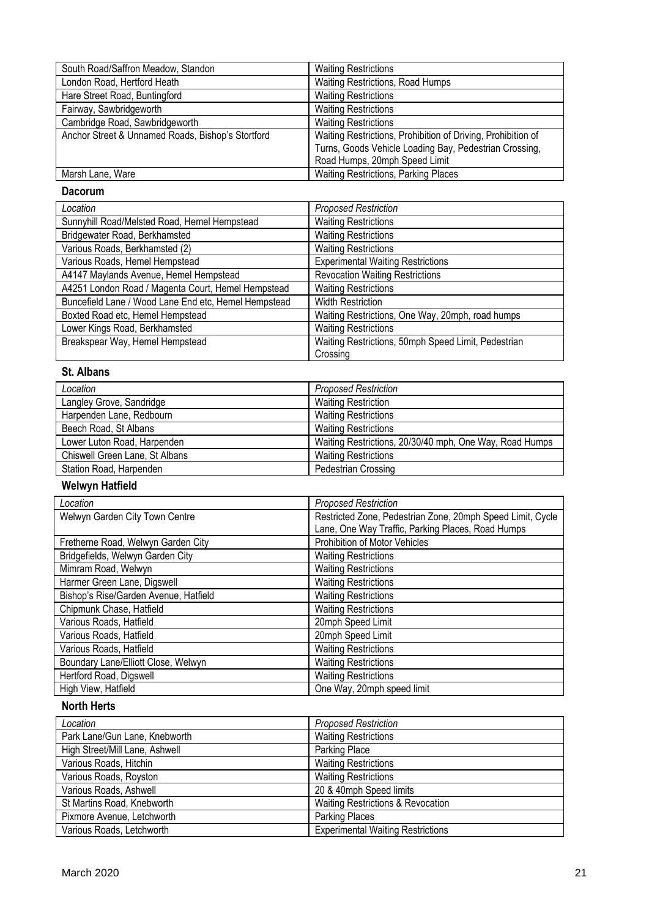| | |
|---|---|
| South Road/Saffron Meadow, Standon | Waiting Restrictions |
| London Road, Hertford Heath | Waiting Restrictions, Road Humps |
| Hare Street Road, Buntingford | Waiting Restrictions |
| Fairway, Sawbridgeworth | Waiting Restrictions |
| Cambridge Road, Sawbridgeworth | Waiting Restrictions |
| Anchor Street & Unnamed Roads, Bishop's Stortford | Waiting Restrictions, Prohibition of Driving, Prohibition of Turns, Goods Vehicle Loading Bay, Pedestrian Crossing, Road Humps, 20mph Speed Limit |
| Marsh Lane, Ware | Waiting Restrictions, Parking Places |

**Dacorum**

| *Location* | *Proposed Restriction* |
|---|---|
| Sunnyhill Road/Melsted Road, Hemel Hempstead | Waiting Restrictions |
| Bridgewater Road, Berkhamsted | Waiting Restrictions |
| Various Roads, Berkhamsted (2) | Waiting Restrictions |
| Various Roads, Hemel Hempstead | Experimental Waiting Restrictions |
| A4147 Maylands Avenue, Hemel Hempstead | Revocation Waiting Restrictions |
| A4251 London Road / Magenta Court, Hemel Hempstead | Waiting Restrictions |
| Buncefield Lane / Wood Lane End etc, Hemel Hempstead | Width Restriction |
| Boxted Road etc, Hemel Hempstead | Waiting Restrictions, One Way, 20mph, road humps |
| Lower Kings Road, Berkhamsted | Waiting Restrictions |
| Breakspear Way, Hemel Hempstead | Waiting Restrictions, 50mph Speed Limit, Pedestrian Crossing |

**St. Albans**

| *Location* | *Proposed Restriction* |
|---|---|
| Langley Grove, Sandridge | Waiting Restriction |
| Harpenden Lane, Redbourn | Waiting Restrictions |
| Beech Road, St Albans | Waiting Restrictions |
| Lower Luton Road, Harpenden | Waiting Restrictions, 20/30/40 mph, One Way, Road Humps |
| Chiswell Green Lane, St Albans | Waiting Restrictions |
| Station Road, Harpenden | Pedestrian Crossing |

**Welwyn Hatfield**

| *Location* | *Proposed Restriction* |
|---|---|
| Welwyn Garden City Town Centre | Restricted Zone, Pedestrian Zone, 20mph Speed Limit, Cycle Lane, One Way Traffic, Parking Places, Road Humps |
| Fretherne Road, Welwyn Garden City | Prohibition of Motor Vehicles |
| Bridgefields, Welwyn Garden City | Waiting Restrictions |
| Mimram Road, Welwyn | Waiting Restrictions |
| Harmer Green Lane, Digswell | Waiting Restrictions |
| Bishop's Rise/Garden Avenue, Hatfield | Waiting Restrictions |
| Chipmunk Chase, Hatfield | Waiting Restrictions |
| Various Roads, Hatfield | 20mph Speed Limit |
| Various Roads, Hatfield | 20mph Speed Limit |
| Various Roads, Hatfield | Waiting Restrictions |
| Boundary Lane/Elliott Close, Welwyn | Waiting Restrictions |
| Hertford Road, Digswell | Waiting Restrictions |
| High View, Hatfield | One Way, 20mph speed limit |

**North Herts**

| *Location* | *Proposed Restriction* |
|---|---|
| Park Lane/Gun Lane, Knebworth | Waiting Restrictions |
| High Street/Mill Lane, Ashwell | Parking Place |
| Various Roads, Hitchin | Waiting Restrictions |
| Various Roads, Royston | Waiting Restrictions |
| Various Roads, Ashwell | 20 & 40mph Speed limits |
| St Martins Road, Knebworth | Waiting Restrictions & Revocation |
| Pixmore Avenue, Letchworth | Parking Places |
| Various Roads, Letchworth | Experimental Waiting Restrictions |

March 2020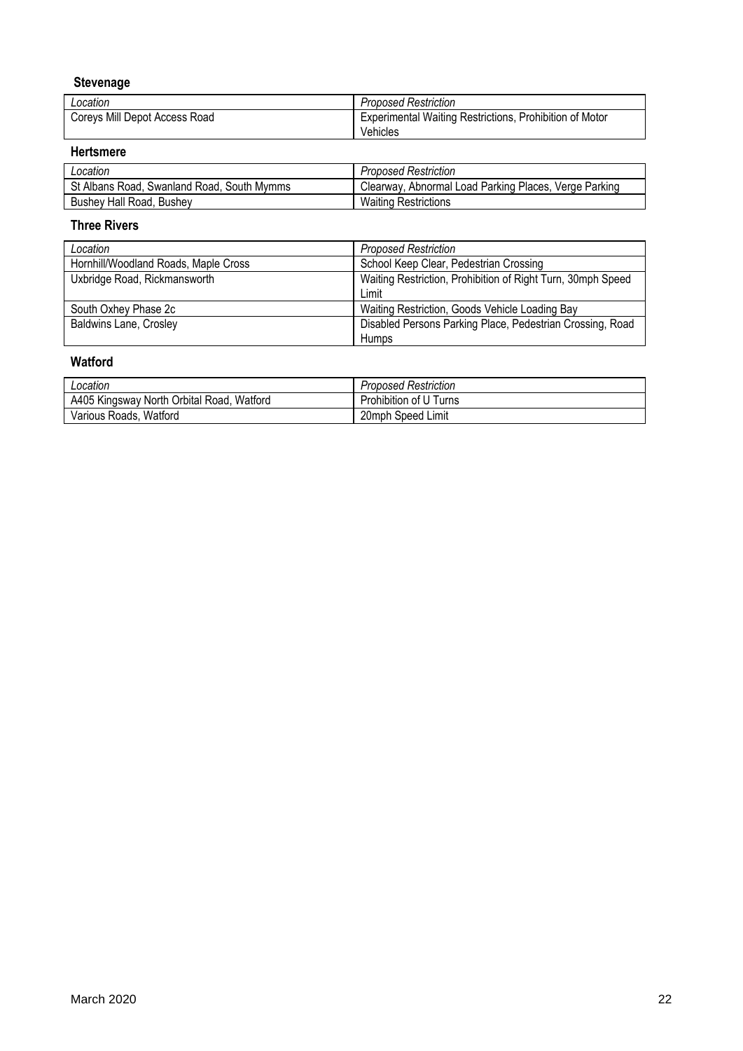### Stevenage

| *Location* | *Proposed Restriction* |
|---|---|
| Coreys Mill Depot Access Road | Experimental Waiting Restrictions, Prohibition of Motor Vehicles |

### Hertsmere

| *Location* | *Proposed Restriction* |
|---|---|
| St Albans Road, Swanland Road, South Mymms | Clearway, Abnormal Load Parking Places, Verge Parking |
| Bushey Hall Road, Bushey | Waiting Restrictions |

### Three Rivers

| *Location* | *Proposed Restriction* |
|---|---|
| Hornhill/Woodland Roads, Maple Cross | School Keep Clear, Pedestrian Crossing |
| Uxbridge Road, Rickmansworth | Waiting Restriction, Prohibition of Right Turn, 30mph Speed Limit |
| South Oxhey Phase 2c | Waiting Restriction, Goods Vehicle Loading Bay |
| Baldwins Lane, Crosley | Disabled Persons Parking Place, Pedestrian Crossing, Road Humps |

### Watford

| *Location* | *Proposed Restriction* |
|---|---|
| A405 Kingsway North Orbital Road, Watford | Prohibition of U Turns |
| Various Roads, Watford | 20mph Speed Limit |